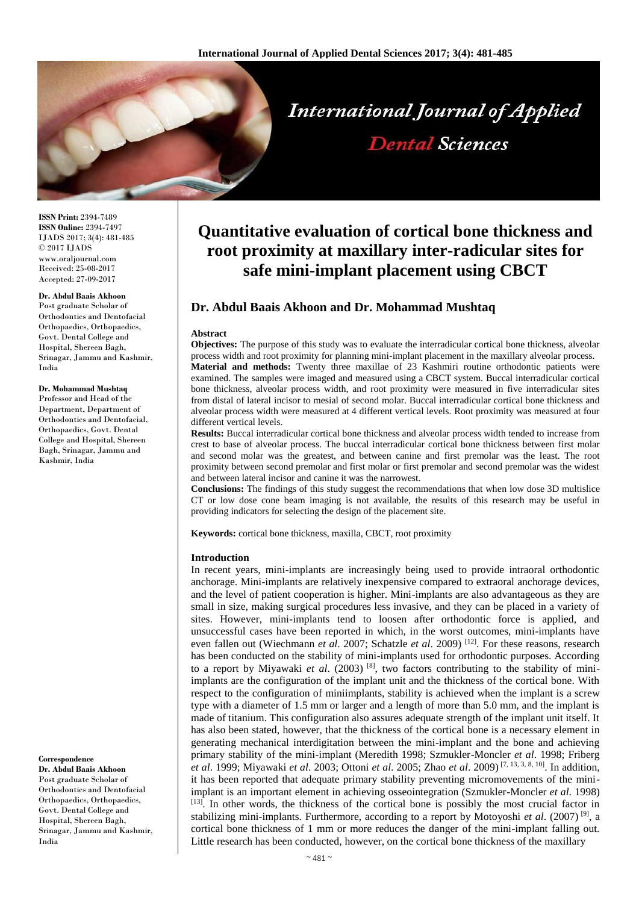**ISSN Print:** 2394-7489
**ISSN Online:** 2394-7497
IJADS 2017; 3(4): 481-485
© 2017 IJADS
www.oraljournal.com
Received: 25-08-2017
Accepted: 27-09-2017

**Dr. Abdul Baais Akhoon**
Post graduate Scholar of Orthodontics and Dentofacial Orthopaedics, Orthopaedics, Govt. Dental College and Hospital, Shereen Bagh, Srinagar, Jammu and Kashmir, India

**Dr. Mohammad Mushtaq**
Professor and Head of the Department, Department of Orthodontics and Dentofacial, Orthopaedics, Govt. Dental College and Hospital, Shereen Bagh, Srinagar, Jammu and Kashmir, India

**Correspondence**
**Dr. Abdul Baais Akhoon**
Post graduate Scholar of Orthodontics and Dentofacial Orthopaedics, Orthopaedics, Govt. Dental College and Hospital, Shereen Bagh, Srinagar, Jammu and Kashmir, India

# Quantitative evaluation of cortical bone thickness and root proximity at maxillary inter-radicular sites for safe mini-implant placement using CBCT

## Dr. Abdul Baais Akhoon and Dr. Mohammad Mushtaq

### Abstract

**Objectives:** The purpose of this study was to evaluate the interradicular cortical bone thickness, alveolar process width and root proximity for planning mini-implant placement in the maxillary alveolar process.

**Material and methods:** Twenty three maxillae of 23 Kashmiri routine orthodontic patients were examined. The samples were imaged and measured using a CBCT system. Buccal interradicular cortical bone thickness, alveolar process width, and root proximity were measured in five interradicular sites from distal of lateral incisor to mesial of second molar. Buccal interradicular cortical bone thickness and alveolar process width were measured at 4 different vertical levels. Root proximity was measured at four different vertical levels.

**Results:** Buccal interradicular cortical bone thickness and alveolar process width tended to increase from crest to base of alveolar process. The buccal interradicular cortical bone thickness between first molar and second molar was the greatest, and between canine and first premolar was the least. The root proximity between second premolar and first molar or first premolar and second premolar was the widest and between lateral incisor and canine it was the narrowest.

**Conclusions:** The findings of this study suggest the recommendations that when low dose 3D multislice CT or low dose cone beam imaging is not available, the results of this research may be useful in providing indicators for selecting the design of the placement site.

**Keywords:** cortical bone thickness, maxilla, CBCT, root proximity

### Introduction

In recent years, mini-implants are increasingly being used to provide intraoral orthodontic anchorage. Mini-implants are relatively inexpensive compared to extraoral anchorage devices, and the level of patient cooperation is higher. Mini-implants are also advantageous as they are small in size, making surgical procedures less invasive, and they can be placed in a variety of sites. However, mini-implants tend to loosen after orthodontic force is applied, and unsuccessful cases have been reported in which, in the worst outcomes, mini-implants have even fallen out (Wiechmann *et al*. 2007; Schatzle *et al*. 2009) [12]. For these reasons, research has been conducted on the stability of mini-implants used for orthodontic purposes. According to a report by Miyawaki *et al*. (2003) [8], two factors contributing to the stability of mini-implants are the configuration of the implant unit and the thickness of the cortical bone. With respect to the configuration of miniimplants, stability is achieved when the implant is a screw type with a diameter of 1.5 mm or larger and a length of more than 5.0 mm, and the implant is made of titanium. This configuration also assures adequate strength of the implant unit itself. It has also been stated, however, that the thickness of the cortical bone is a necessary element in generating mechanical interdigitation between the mini-implant and the bone and achieving primary stability of the mini-implant (Meredith 1998; Szmukler-Moncler *et al*. 1998; Friberg *et al*. 1999; Miyawaki *et al*. 2003; Ottoni *et al*. 2005; Zhao *et al*. 2009) [7, 13, 3, 8, 10]. In addition, it has been reported that adequate primary stability preventing micromovements of the mini-implant is an important element in achieving osseointegration (Szmukler-Moncler *et al*. 1998) [13]. In other words, the thickness of the cortical bone is possibly the most crucial factor in stabilizing mini-implants. Furthermore, according to a report by Motoyoshi *et al*. (2007) [9], a cortical bone thickness of 1 mm or more reduces the danger of the mini-implant falling out. Little research has been conducted, however, on the cortical bone thickness of the maxillary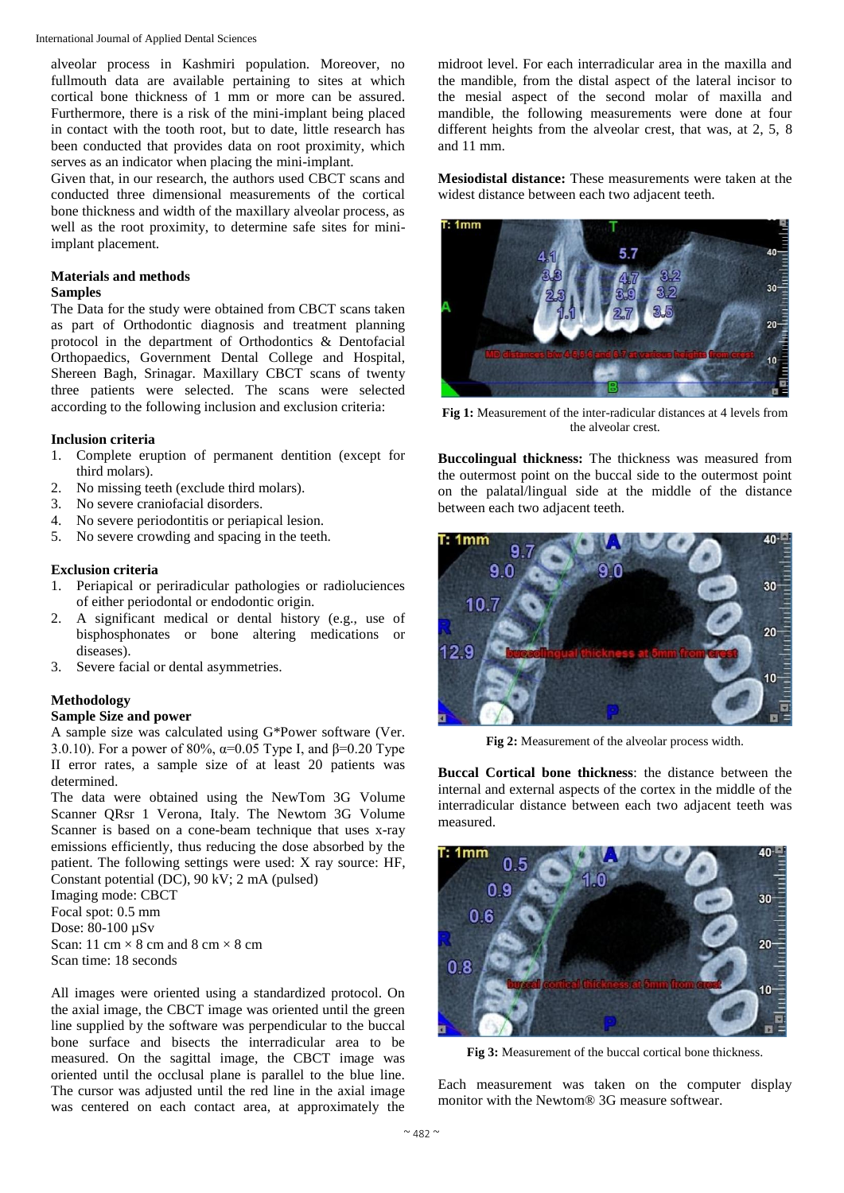alveolar process in Kashmiri population. Moreover, no fullmouth data are available pertaining to sites at which cortical bone thickness of 1 mm or more can be assured. Furthermore, there is a risk of the mini-implant being placed in contact with the tooth root, but to date, little research has been conducted that provides data on root proximity, which serves as an indicator when placing the mini-implant.

Given that, in our research, the authors used CBCT scans and conducted three dimensional measurements of the cortical bone thickness and width of the maxillary alveolar process, as well as the root proximity, to determine safe sites for mini-implant placement.

## Materials and methods

### Samples

The Data for the study were obtained from CBCT scans taken as part of Orthodontic diagnosis and treatment planning protocol in the department of Orthodontics & Dentofacial Orthopaedics, Government Dental College and Hospital, Shereen Bagh, Srinagar. Maxillary CBCT scans of twenty three patients were selected. The scans were selected according to the following inclusion and exclusion criteria:

### Inclusion criteria

1. Complete eruption of permanent dentition (except for third molars).
2. No missing teeth (exclude third molars).
3. No severe craniofacial disorders.
4. No severe periodontitis or periapical lesion.
5. No severe crowding and spacing in the teeth.

### Exclusion criteria

1. Periapical or periradicular pathologies or radioluciences of either periodontal or endodontic origin.
2. A significant medical or dental history (e.g., use of bisphosphonates or bone altering medications or diseases).
3. Severe facial or dental asymmetries.

### Methodology

#### Sample Size and power

A sample size was calculated using G*Power software (Ver. 3.0.10). For a power of 80%, $\alpha=0.05$ Type I, and $\beta=0.20$ Type II error rates, a sample size of at least 20 patients was determined.

The data were obtained using the NewTom 3G Volume Scanner QRsr 1 Verona, Italy. The Newtom 3G Volume Scanner is based on a cone-beam technique that uses x-ray emissions efficiently, thus reducing the dose absorbed by the patient. The following settings were used: X ray source: HF, Constant potential (DC), 90 kV; 2 mA (pulsed)

Imaging mode: CBCT

Focal spot: 0.5 mm

Dose: 80-100 µSv

Scan: 11 cm × 8 cm and 8 cm × 8 cm

Scan time: 18 seconds

All images were oriented using a standardized protocol. On the axial image, the CBCT image was oriented until the green line supplied by the software was perpendicular to the buccal bone surface and bisects the interradicular area to be measured. On the sagittal image, the CBCT image was oriented until the occlusal plane is parallel to the blue line. The cursor was adjusted until the red line in the axial image was centered on each contact area, at approximately the midroot level. For each interradicular area in the maxilla and the mandible, from the distal aspect of the lateral incisor to the mesial aspect of the second molar of maxilla and mandible, the following measurements were done at four different heights from the alveolar crest, that was, at 2, 5, 8 and 11 mm.

**Mesiodistal distance:** These measurements were taken at the widest distance between each two adjacent teeth.

**Fig 1:** Measurement of the inter-radicular distances at 4 levels from the alveolar crest.

**Buccolingual thickness:** The thickness was measured from the outermost point on the buccal side to the outermost point on the palatal/lingual side at the middle of the distance between each two adjacent teeth.

**Fig 2:** Measurement of the alveolar process width.

**Buccal Cortical bone thickness**: the distance between the internal and external aspects of the cortex in the middle of the interradicular distance between each two adjacent teeth was measured.

**Fig 3:** Measurement of the buccal cortical bone thickness.

Each measurement was taken on the computer display monitor with the Newtom® 3G measure softwear.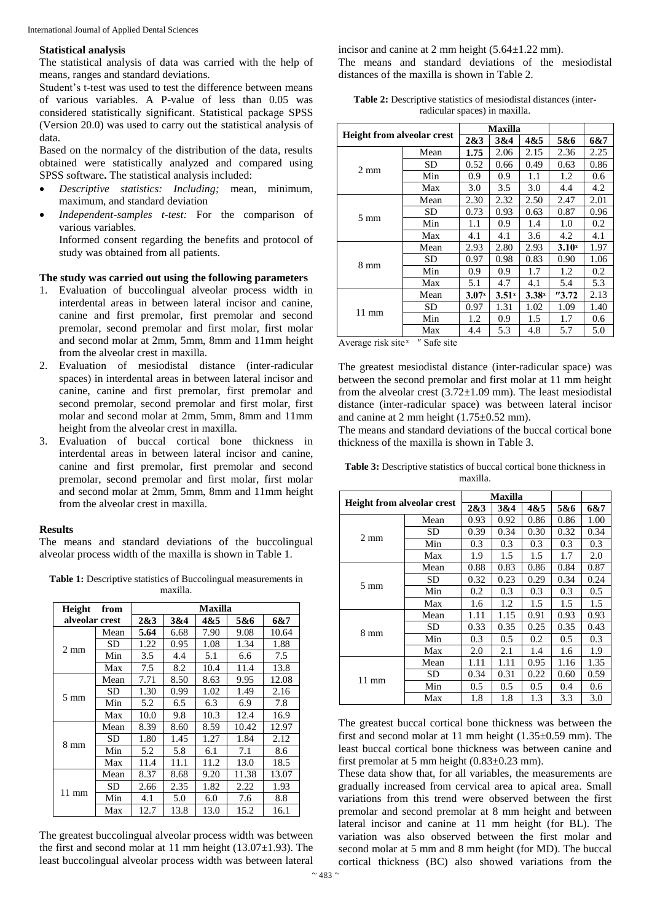### Statistical analysis

The statistical analysis of data was carried with the help of means, ranges and standard deviations.

Student's t-test was used to test the difference between means of various variables. A P-value of less than 0.05 was considered statistically significant. Statistical package SPSS (Version 20.0) was used to carry out the statistical analysis of data.

Based on the normalcy of the distribution of the data, results obtained were statistically analyzed and compared using SPSS software**.** The statistical analysis included:

- *Descriptive statistics: Including;* mean, minimum, maximum, and standard deviation
- *Independent-samples t-test:* For the comparison of various variables.

  Informed consent regarding the benefits and protocol of study was obtained from all patients.

### The study was carried out using the following parameters

1. Evaluation of buccolingual alveolar process width in interdental areas in between lateral incisor and canine, canine and first premolar, first premolar and second premolar, second premolar and first molar, first molar and second molar at 2mm, 5mm, 8mm and 11mm height from the alveolar crest in maxilla.
2. Evaluation of mesiodistal distance (inter-radicular spaces) in interdental areas in between lateral incisor and canine, canine and first premolar, first premolar and second premolar, second premolar and first molar, first molar and second molar at 2mm, 5mm, 8mm and 11mm height from the alveolar crest in maxilla.
3. Evaluation of buccal cortical bone thickness in interdental areas in between lateral incisor and canine, canine and first premolar, first premolar and second premolar, second premolar and first molar, first molar and second molar at 2mm, 5mm, 8mm and 11mm height from the alveolar crest in maxilla.

### Results

The means and standard deviations of the buccolingual alveolar process width of the maxilla is shown in Table 1.

**Table 1:** Descriptive statistics of Buccolingual measurements in maxilla.

| Height from alveolar crest | | Maxilla | | | | |
|---|---|---|---|---|---|---|
| | | 2&3 | 3&4 | 4&5 | 5&6 | 6&7 |
| 2 mm | Mean | **5.64** | 6.68 | 7.90 | 9.08 | 10.64 |
| | SD | 1.22 | 0.95 | 1.08 | 1.34 | 1.88 |
| | Min | 3.5 | 4.4 | 5.1 | 6.6 | 7.5 |
| | Max | 7.5 | 8.2 | 10.4 | 11.4 | 13.8 |
| 5 mm | Mean | 7.71 | 8.50 | 8.63 | 9.95 | 12.08 |
| | SD | 1.30 | 0.99 | 1.02 | 1.49 | 2.16 |
| | Min | 5.2 | 6.5 | 6.3 | 6.9 | 7.8 |
| | Max | 10.0 | 9.8 | 10.3 | 12.4 | 16.9 |
| 8 mm | Mean | 8.39 | 8.60 | 8.59 | 10.42 | 12.97 |
| | SD | 1.80 | 1.45 | 1.27 | 1.84 | 2.12 |
| | Min | 5.2 | 5.8 | 6.1 | 7.1 | 8.6 |
| | Max | 11.4 | 11.1 | 11.2 | 13.0 | 18.5 |
| 11 mm | Mean | 8.37 | 8.68 | 9.20 | 11.38 | 13.07 |
| | SD | 2.66 | 2.35 | 1.82 | 2.22 | 1.93 |
| | Min | 4.1 | 5.0 | 6.0 | 7.6 | 8.8 |
| | Max | 12.7 | 13.8 | 13.0 | 15.2 | 16.1 |

The greatest buccolingual alveolar process width was between the first and second molar at 11 mm height (13.07±1.93). The least buccolingual alveolar process width was between lateral incisor and canine at 2 mm height (5.64±1.22 mm).

The means and standard deviations of the mesiodistal distances of the maxilla is shown in Table 2.

**Table 2:** Descriptive statistics of mesiodistal distances (inter-radicular spaces) in maxilla.

| Height from alveolar crest | | Maxilla | | | | |
|---|---|---|---|---|---|---|
| | | 2&3 | 3&4 | 4&5 | 5&6 | 6&7 |
| 2 mm | Mean | **1.75** | 2.06 | 2.15 | 2.36 | 2.25 |
| | SD | 0.52 | 0.66 | 0.49 | 0.63 | 0.86 |
| | Min | 0.9 | 0.9 | 1.1 | 1.2 | 0.6 |
| | Max | 3.0 | 3.5 | 3.0 | 4.4 | 4.2 |
| 5 mm | Mean | 2.30 | 2.32 | 2.50 | 2.47 | 2.01 |
| | SD | 0.73 | 0.93 | 0.63 | 0.87 | 0.96 |
| | Min | 1.1 | 0.9 | 1.4 | 1.0 | 0.2 |
| | Max | 4.1 | 4.1 | 3.6 | 4.2 | 4.1 |
| 8 mm | Mean | 2.93 | 2.80 | 2.93 | **3.10ˣ** | 1.97 |
| | SD | 0.97 | 0.98 | 0.83 | 0.90 | 1.06 |
| | Min | 0.9 | 0.9 | 1.7 | 1.2 | 0.2 |
| | Max | 5.1 | 4.7 | 4.1 | 5.4 | 5.3 |
| 11 mm | Mean | **3.07ˣ** | **3.51ˣ** | **3.38ˣ** | **″3.72** | 2.13 |
| | SD | 0.97 | 1.31 | 1.02 | 1.09 | 1.40 |
| | Min | 1.2 | 0.9 | 1.5 | 1.7 | 0.6 |
| | Max | 4.4 | 5.3 | 4.8 | 5.7 | 5.0 |

Average risk site ˣ ″ Safe site

The greatest mesiodistal distance (inter-radicular space) was between the second premolar and first molar at 11 mm height from the alveolar crest (3.72±1.09 mm). The least mesiodistal distance (inter-radicular space) was between lateral incisor and canine at 2 mm height (1.75±0.52 mm).

The means and standard deviations of the buccal cortical bone thickness of the maxilla is shown in Table 3.

**Table 3:** Descriptive statistics of buccal cortical bone thickness in maxilla.

| Height from alveolar crest | | Maxilla | | | | |
|---|---|---|---|---|---|---|
| | | 2&3 | 3&4 | 4&5 | 5&6 | 6&7 |
| 2 mm | Mean | 0.93 | 0.92 | 0.86 | 0.86 | 1.00 |
| | SD | 0.39 | 0.34 | 0.30 | 0.32 | 0.34 |
| | Min | 0.3 | 0.3 | 0.3 | 0.3 | 0.3 |
| | Max | 1.9 | 1.5 | 1.5 | 1.7 | 2.0 |
| 5 mm | Mean | 0.88 | 0.83 | 0.86 | 0.84 | 0.87 |
| | SD | 0.32 | 0.23 | 0.29 | 0.34 | 0.24 |
| | Min | 0.2 | 0.3 | 0.3 | 0.3 | 0.5 |
| | Max | 1.6 | 1.2 | 1.5 | 1.5 | 1.5 |
| 8 mm | Mean | 1.11 | 1.15 | 0.91 | 0.93 | 0.93 |
| | SD | 0.33 | 0.35 | 0.25 | 0.35 | 0.43 |
| | Min | 0.3 | 0.5 | 0.2 | 0.5 | 0.3 |
| | Max | 2.0 | 2.1 | 1.4 | 1.6 | 1.9 |
| 11 mm | Mean | 1.11 | 1.11 | 0.95 | 1.16 | 1.35 |
| | SD | 0.34 | 0.31 | 0.22 | 0.60 | 0.59 |
| | Min | 0.5 | 0.5 | 0.5 | 0.4 | 0.6 |
| | Max | 1.8 | 1.8 | 1.3 | 3.3 | 3.0 |

The greatest buccal cortical bone thickness was between the first and second molar at 11 mm height (1.35±0.59 mm). The least buccal cortical bone thickness was between canine and first premolar at 5 mm height (0.83±0.23 mm).

These data show that, for all variables, the measurements are gradually increased from cervical area to apical area. Small variations from this trend were observed between the first premolar and second premolar at 8 mm height and between lateral incisor and canine at 11 mm height (for BL). The variation was also observed between the first molar and second molar at 5 mm and 8 mm height (for MD). The buccal cortical thickness (BC) also showed variations from the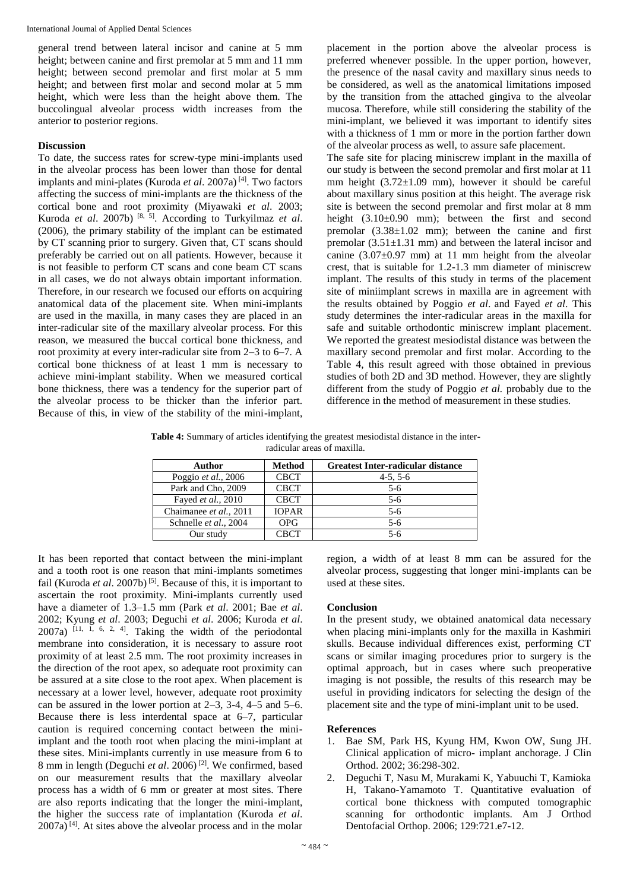general trend between lateral incisor and canine at 5 mm height; between canine and first premolar at 5 mm and 11 mm height; between second premolar and first molar at 5 mm height; and between first molar and second molar at 5 mm height, which were less than the height above them. The buccolingual alveolar process width increases from the anterior to posterior regions.

## Discussion

To date, the success rates for screw-type mini-implants used in the alveolar process has been lower than those for dental implants and mini-plates (Kuroda *et al*. 2007a) [4]. Two factors affecting the success of mini-implants are the thickness of the cortical bone and root proximity (Miyawaki *et al*. 2003; Kuroda *et al*. 2007b) [8, 5]. According to Turkyilmaz *et al*. (2006), the primary stability of the implant can be estimated by CT scanning prior to surgery. Given that, CT scans should preferably be carried out on all patients. However, because it is not feasible to perform CT scans and cone beam CT scans in all cases, we do not always obtain important information. Therefore, in our research we focused our efforts on acquiring anatomical data of the placement site. When mini-implants are used in the maxilla, in many cases they are placed in an inter-radicular site of the maxillary alveolar process. For this reason, we measured the buccal cortical bone thickness, and root proximity at every inter-radicular site from 2–3 to 6–7. A cortical bone thickness of at least 1 mm is necessary to achieve mini-implant stability. When we measured cortical bone thickness, there was a tendency for the superior part of the alveolar process to be thicker than the inferior part. Because of this, in view of the stability of the mini-implant, placement in the portion above the alveolar process is preferred whenever possible. In the upper portion, however, the presence of the nasal cavity and maxillary sinus needs to be considered, as well as the anatomical limitations imposed by the transition from the attached gingiva to the alveolar mucosa. Therefore, while still considering the stability of the mini-implant, we believed it was important to identify sites with a thickness of 1 mm or more in the portion farther down of the alveolar process as well, to assure safe placement.

The safe site for placing miniscrew implant in the maxilla of our study is between the second premolar and first molar at 11 mm height (3.72±1.09 mm), however it should be careful about maxillary sinus position at this height. The average risk site is between the second premolar and first molar at 8 mm height (3.10±0.90 mm); between the first and second premolar (3.38±1.02 mm); between the canine and first premolar (3.51±1.31 mm) and between the lateral incisor and canine (3.07±0.97 mm) at 11 mm height from the alveolar crest, that is suitable for 1.2-1.3 mm diameter of miniscrew implant. The results of this study in terms of the placement site of miniimplant screws in maxilla are in agreement with the results obtained by Poggio *et al*. and Fayed *et al*. This study determines the inter-radicular areas in the maxilla for safe and suitable orthodontic miniscrew implant placement. We reported the greatest mesiodistal distance was between the maxillary second premolar and first molar. According to the Table 4, this result agreed with those obtained in previous studies of both 2D and 3D method. However, they are slightly different from the study of Poggio *et al.* probably due to the difference in the method of measurement in these studies.

**Table 4:** Summary of articles identifying the greatest mesiodistal distance in the inter-radicular areas of maxilla.

| Author | Method | Greatest Inter-radicular distance |
|---|---|---|
| Poggio *et al.*, 2006 | CBCT | 4-5, 5-6 |
| Park and Cho, 2009 | CBCT | 5-6 |
| Fayed *et al.*, 2010 | CBCT | 5-6 |
| Chaimanee *et al.*, 2011 | IOPAR | 5-6 |
| Schnelle *et al.*, 2004 | OPG | 5-6 |
| Our study | CBCT | 5-6 |

It has been reported that contact between the mini-implant and a tooth root is one reason that mini-implants sometimes fail (Kuroda *et al*. 2007b) [5]. Because of this, it is important to ascertain the root proximity. Mini-implants currently used have a diameter of 1.3–1.5 mm (Park *et al*. 2001; Bae *et al*. 2002; Kyung *et al*. 2003; Deguchi *et al*. 2006; Kuroda *et al*. 2007a) [11, 1, 6, 2, 4]. Taking the width of the periodontal membrane into consideration, it is necessary to assure root proximity of at least 2.5 mm. The root proximity increases in the direction of the root apex, so adequate root proximity can be assured at a site close to the root apex. When placement is necessary at a lower level, however, adequate root proximity can be assured in the lower portion at 2–3, 3-4, 4–5 and 5–6. Because there is less interdental space at 6–7, particular caution is required concerning contact between the mini-implant and the tooth root when placing the mini-implant at these sites. Mini-implants currently in use measure from 6 to 8 mm in length (Deguchi *et al*. 2006) [2]. We confirmed, based on our measurement results that the maxillary alveolar process has a width of 6 mm or greater at most sites. There are also reports indicating that the longer the mini-implant, the higher the success rate of implantation (Kuroda *et al*. 2007a) [4]. At sites above the alveolar process and in the molar region, a width of at least 8 mm can be assured for the alveolar process, suggesting that longer mini-implants can be used at these sites.

## Conclusion

In the present study, we obtained anatomical data necessary when placing mini-implants only for the maxilla in Kashmiri skulls. Because individual differences exist, performing CT scans or similar imaging procedures prior to surgery is the optimal approach, but in cases where such preoperative imaging is not possible, the results of this research may be useful in providing indicators for selecting the design of the placement site and the type of mini-implant unit to be used.

## References

1. Bae SM, Park HS, Kyung HM, Kwon OW, Sung JH. Clinical application of micro- implant anchorage. J Clin Orthod. 2002; 36:298-302.
2. Deguchi T, Nasu M, Murakami K, Yabuuchi T, Kamioka H, Takano-Yamamoto T. Quantitative evaluation of cortical bone thickness with computed tomographic scanning for orthodontic implants. Am J Orthod Dentofacial Orthop. 2006; 129:721.e7-12.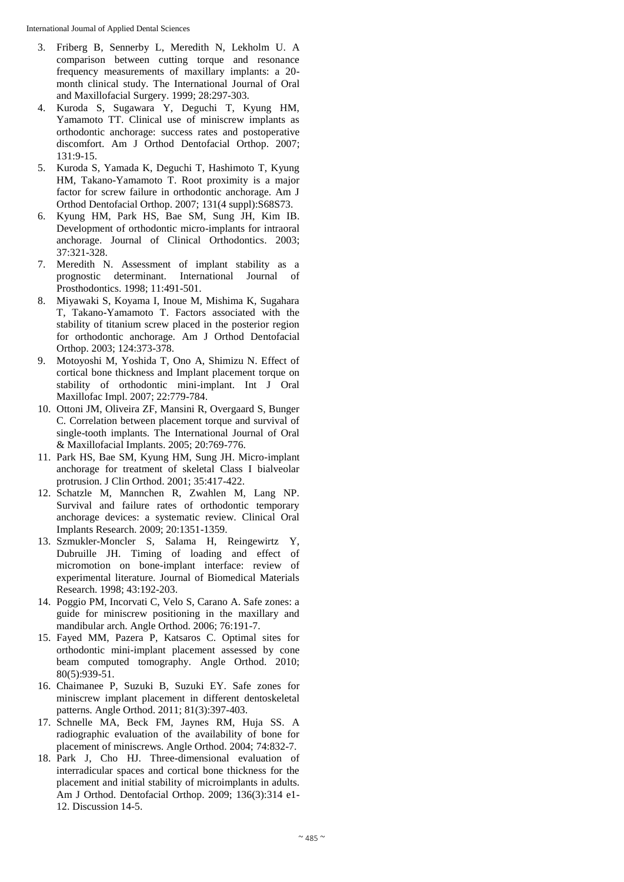3. Friberg B, Sennerby L, Meredith N, Lekholm U. A comparison between cutting torque and resonance frequency measurements of maxillary implants: a 20-month clinical study. The International Journal of Oral and Maxillofacial Surgery. 1999; 28:297-303.
4. Kuroda S, Sugawara Y, Deguchi T, Kyung HM, Yamamoto TT. Clinical use of miniscrew implants as orthodontic anchorage: success rates and postoperative discomfort. Am J Orthod Dentofacial Orthop. 2007; 131:9-15.
5. Kuroda S, Yamada K, Deguchi T, Hashimoto T, Kyung HM, Takano-Yamamoto T. Root proximity is a major factor for screw failure in orthodontic anchorage. Am J Orthod Dentofacial Orthop. 2007; 131(4 suppl):S68S73.
6. Kyung HM, Park HS, Bae SM, Sung JH, Kim IB. Development of orthodontic micro-implants for intraoral anchorage. Journal of Clinical Orthodontics. 2003; 37:321-328.
7. Meredith N. Assessment of implant stability as a prognostic determinant. International Journal of Prosthodontics. 1998; 11:491-501.
8. Miyawaki S, Koyama I, Inoue M, Mishima K, Sugahara T, Takano-Yamamoto T. Factors associated with the stability of titanium screw placed in the posterior region for orthodontic anchorage. Am J Orthod Dentofacial Orthop. 2003; 124:373-378.
9. Motoyoshi M, Yoshida T, Ono A, Shimizu N. Effect of cortical bone thickness and Implant placement torque on stability of orthodontic mini-implant. Int J Oral Maxillofac Impl. 2007; 22:779-784.
10. Ottoni JM, Oliveira ZF, Mansini R, Overgaard S, Bunger C. Correlation between placement torque and survival of single-tooth implants. The International Journal of Oral & Maxillofacial Implants. 2005; 20:769-776.
11. Park HS, Bae SM, Kyung HM, Sung JH. Micro-implant anchorage for treatment of skeletal Class I bialveolar protrusion. J Clin Orthod. 2001; 35:417-422.
12. Schatzle M, Mannchen R, Zwahlen M, Lang NP. Survival and failure rates of orthodontic temporary anchorage devices: a systematic review. Clinical Oral Implants Research. 2009; 20:1351-1359.
13. Szmukler-Moncler S, Salama H, Reingewirtz Y, Dubruille JH. Timing of loading and effect of micromotion on bone-implant interface: review of experimental literature. Journal of Biomedical Materials Research. 1998; 43:192-203.
14. Poggio PM, Incorvati C, Velo S, Carano A. Safe zones: a guide for miniscrew positioning in the maxillary and mandibular arch. Angle Orthod. 2006; 76:191-7.
15. Fayed MM, Pazera P, Katsaros C. Optimal sites for orthodontic mini-implant placement assessed by cone beam computed tomography. Angle Orthod. 2010; 80(5):939-51.
16. Chaimanee P, Suzuki B, Suzuki EY. Safe zones for miniscrew implant placement in different dentoskeletal patterns. Angle Orthod. 2011; 81(3):397-403.
17. Schnelle MA, Beck FM, Jaynes RM, Huja SS. A radiographic evaluation of the availability of bone for placement of miniscrews. Angle Orthod. 2004; 74:832-7.
18. Park J, Cho HJ. Three-dimensional evaluation of interradicular spaces and cortical bone thickness for the placement and initial stability of microimplants in adults. Am J Orthod. Dentofacial Orthop. 2009; 136(3):314 e1-12. Discussion 14-5.